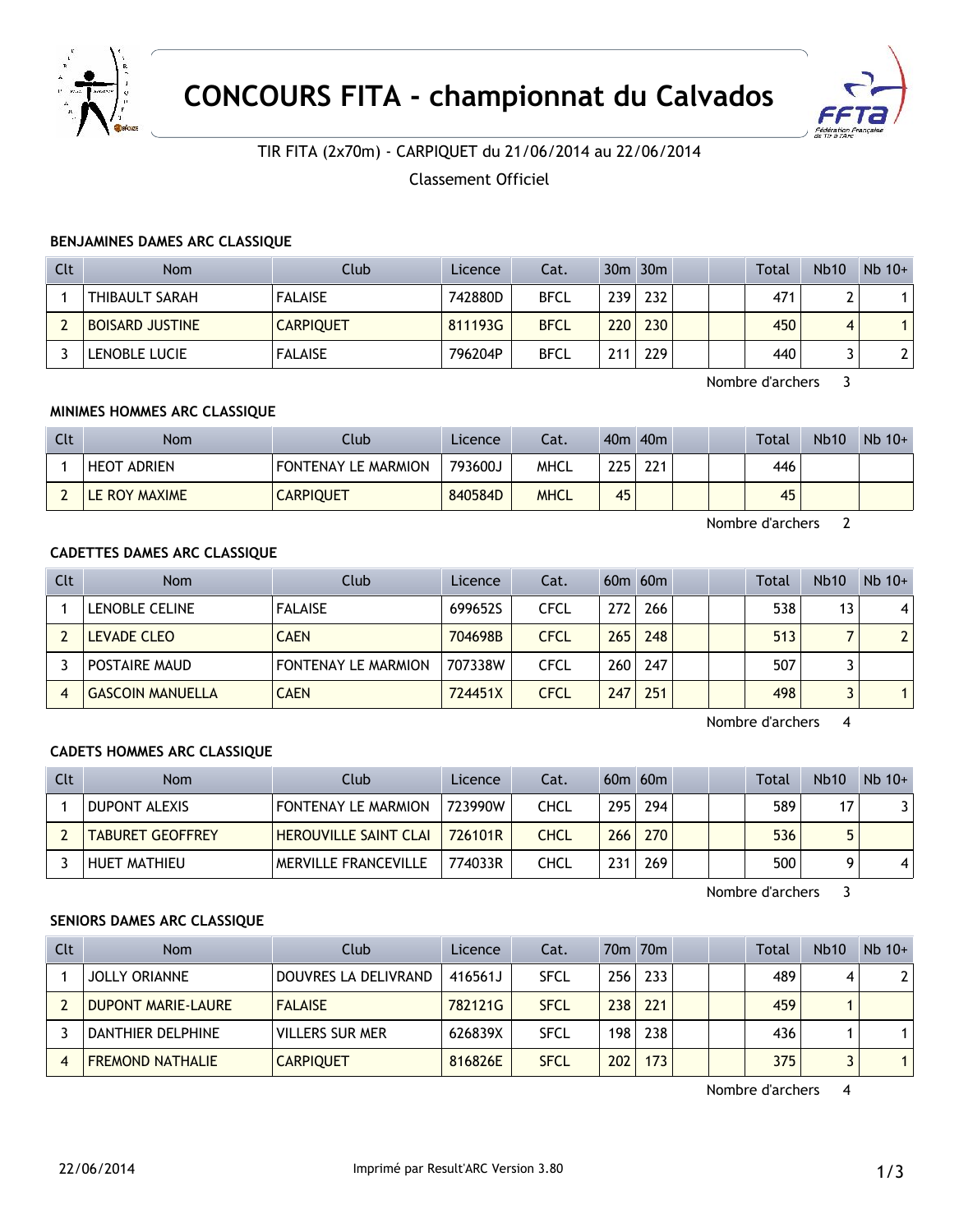# CONCOURS FITA - championnat du Calvados

TIR FITA (2x70m) - CARPIQUET du 21/06/2014 au 22/06/2014

Classement Officiel

### BENJAMINES DAMES ARC CLASSIQUE

| Clt | Nom | Club | Licence | Cat. | 30m | 30m | | | Total | Nb10 | Nb 10+ |
|---|---|---|---|---|---|---|---|---|---|---|---|
| 1 | THIBAULT SARAH | FALAISE | 742880D | BFCL | 239 | 232 | | | 471 | 2 | 1 |
| 2 | BOISARD JUSTINE | CARPIQUET | 811193G | BFCL | 220 | 230 | | | 450 | 4 | 1 |
| 3 | LENOBLE LUCIE | FALAISE | 796204P | BFCL | 211 | 229 | | | 440 | 3 | 2 |

Nombre d'archers 3

### MINIMES HOMMES ARC CLASSIQUE

| Clt | Nom | Club | Licence | Cat. | 40m | 40m | | | Total | Nb10 | Nb 10+ |
|---|---|---|---|---|---|---|---|---|---|---|---|
| 1 | HEOT ADRIEN | FONTENAY LE MARMION | 793600J | MHCL | 225 | 221 | | | 446 | | |
| 2 | LE ROY MAXIME | CARPIQUET | 840584D | MHCL | 45 | | | | 45 | | |

Nombre d'archers 2

### CADETTES DAMES ARC CLASSIQUE

| Clt | Nom | Club | Licence | Cat. | 60m | 60m | | | Total | Nb10 | Nb 10+ |
|---|---|---|---|---|---|---|---|---|---|---|---|
| 1 | LENOBLE CELINE | FALAISE | 699652S | CFCL | 272 | 266 | | | 538 | 13 | 4 |
| 2 | LEVADE CLEO | CAEN | 704698B | CFCL | 265 | 248 | | | 513 | 7 | 2 |
| 3 | POSTAIRE MAUD | FONTENAY LE MARMION | 707338W | CFCL | 260 | 247 | | | 507 | 3 | |
| 4 | GASCOIN MANUELLA | CAEN | 724451X | CFCL | 247 | 251 | | | 498 | 3 | 1 |

Nombre d'archers 4

### CADETS HOMMES ARC CLASSIQUE

| Clt | Nom | Club | Licence | Cat. | 60m | 60m | | | Total | Nb10 | Nb 10+ |
|---|---|---|---|---|---|---|---|---|---|---|---|
| 1 | DUPONT ALEXIS | FONTENAY LE MARMION | 723990W | CHCL | 295 | 294 | | | 589 | 17 | 3 |
| 2 | TABURET GEOFFREY | HEROUVILLE SAINT CLAI | 726101R | CHCL | 266 | 270 | | | 536 | 5 | |
| 3 | HUET MATHIEU | MERVILLE FRANCEVILLE | 774033R | CHCL | 231 | 269 | | | 500 | 9 | 4 |

Nombre d'archers 3

### SENIORS DAMES ARC CLASSIQUE

| Clt | Nom | Club | Licence | Cat. | 70m | 70m | | | Total | Nb10 | Nb 10+ |
|---|---|---|---|---|---|---|---|---|---|---|---|
| 1 | JOLLY ORIANNE | DOUVRES LA DELIVRAND | 416561J | SFCL | 256 | 233 | | | 489 | 4 | 2 |
| 2 | DUPONT MARIE-LAURE | FALAISE | 782121G | SFCL | 238 | 221 | | | 459 | 1 | |
| 3 | DANTHIER DELPHINE | VILLERS SUR MER | 626839X | SFCL | 198 | 238 | | | 436 | 1 | 1 |
| 4 | FREMOND NATHALIE | CARPIQUET | 816826E | SFCL | 202 | 173 | | | 375 | 3 | 1 |

Nombre d'archers 4

22/06/2014 Imprimé par Result'ARC Version 3.80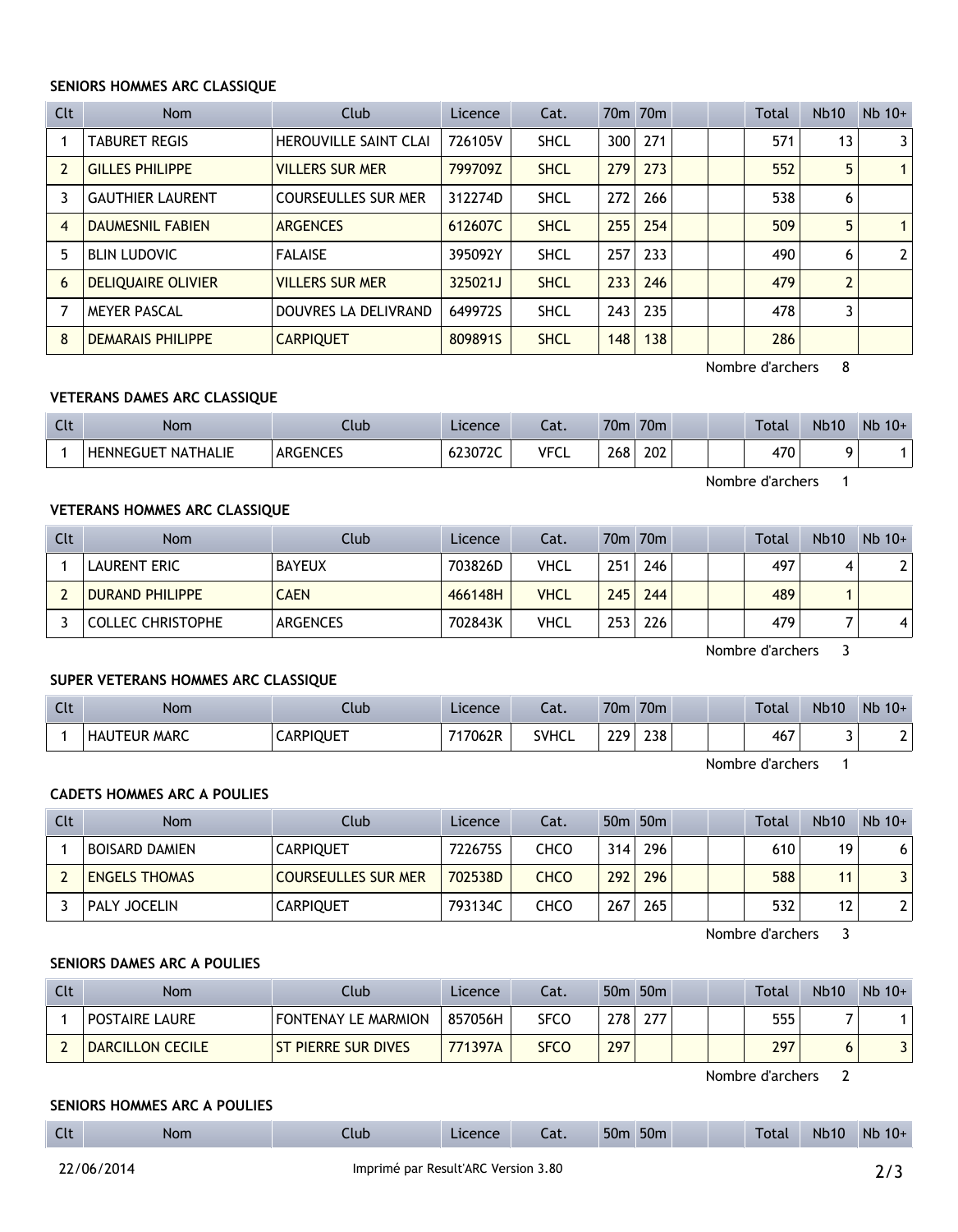#### SENIORS HOMMES ARC CLASSIQUE

| Clt | Nom | Club | Licence | Cat. | 70m | 70m | | | Total | Nb10 | Nb 10+ |
|---|---|---|---|---|---|---|---|---|---|---|---|
| 1 | TABURET REGIS | HEROUVILLE SAINT CLAI | 726105V | SHCL | 300 | 271 | | | 571 | 13 | 3 |
| 2 | GILLES PHILIPPE | VILLERS SUR MER | 799709Z | SHCL | 279 | 273 | | | 552 | 5 | 1 |
| 3 | GAUTHIER LAURENT | COURSEULLES SUR MER | 312274D | SHCL | 272 | 266 | | | 538 | 6 | |
| 4 | DAUMESNIL FABIEN | ARGENCES | 612607C | SHCL | 255 | 254 | | | 509 | 5 | 1 |
| 5 | BLIN LUDOVIC | FALAISE | 395092Y | SHCL | 257 | 233 | | | 490 | 6 | 2 |
| 6 | DELIQUAIRE OLIVIER | VILLERS SUR MER | 325021J | SHCL | 233 | 246 | | | 479 | 2 | |
| 7 | MEYER PASCAL | DOUVRES LA DELIVRAND | 649972S | SHCL | 243 | 235 | | | 478 | 3 | |
| 8 | DEMARAIS PHILIPPE | CARPIQUET | 809891S | SHCL | 148 | 138 | | | 286 | | |

Nombre d'archers 8

#### VETERANS DAMES ARC CLASSIQUE

| Clt | Nom | Club | Licence | Cat. | 70m | 70m | | | Total | Nb10 | Nb 10+ |
|---|---|---|---|---|---|---|---|---|---|---|---|
| 1 | HENNEGUET NATHALIE | ARGENCES | 623072C | VFCL | 268 | 202 | | | 470 | 9 | 1 |

Nombre d'archers 1

#### VETERANS HOMMES ARC CLASSIQUE

| Clt | Nom | Club | Licence | Cat. | 70m | 70m | | | Total | Nb10 | Nb 10+ |
|---|---|---|---|---|---|---|---|---|---|---|---|
| 1 | LAURENT ERIC | BAYEUX | 703826D | VHCL | 251 | 246 | | | 497 | 4 | 2 |
| 2 | DURAND PHILIPPE | CAEN | 466148H | VHCL | 245 | 244 | | | 489 | 1 | |
| 3 | COLLEC CHRISTOPHE | ARGENCES | 702843K | VHCL | 253 | 226 | | | 479 | 7 | 4 |

Nombre d'archers 3

#### SUPER VETERANS HOMMES ARC CLASSIQUE

| Clt | Nom | Club | Licence | Cat. | 70m | 70m | | | Total | Nb10 | Nb 10+ |
|---|---|---|---|---|---|---|---|---|---|---|---|
| 1 | HAUTEUR MARC | CARPIQUET | 717062R | SVHCL | 229 | 238 | | | 467 | 3 | 2 |

Nombre d'archers 1

#### CADETS HOMMES ARC A POULIES

| Clt | Nom | Club | Licence | Cat. | 50m | 50m | | | Total | Nb10 | Nb 10+ |
|---|---|---|---|---|---|---|---|---|---|---|---|
| 1 | BOISARD DAMIEN | CARPIQUET | 722675S | CHCO | 314 | 296 | | | 610 | 19 | 6 |
| 2 | ENGELS THOMAS | COURSEULLES SUR MER | 702538D | CHCO | 292 | 296 | | | 588 | 11 | 3 |
| 3 | PALY JOCELIN | CARPIQUET | 793134C | CHCO | 267 | 265 | | | 532 | 12 | 2 |

Nombre d'archers 3

#### SENIORS DAMES ARC A POULIES

| Clt | Nom | Club | Licence | Cat. | 50m | 50m | | | Total | Nb10 | Nb 10+ |
|---|---|---|---|---|---|---|---|---|---|---|---|
| 1 | POSTAIRE LAURE | FONTENAY LE MARMION | 857056H | SFCO | 278 | 277 | | | 555 | 7 | 1 |
| 2 | DARCILLON CECILE | ST PIERRE SUR DIVES | 771397A | SFCO | 297 | | | | 297 | 6 | 3 |

Nombre d'archers 2

#### SENIORS HOMMES ARC A POULIES

| Clt | Nom | Club | Licence | Cat. | 50m | 50m | | | Total | Nb10 | Nb 10+ |
|---|---|---|---|---|---|---|---|---|---|---|---|

22/06/2014 Imprimé par Result'ARC Version 3.80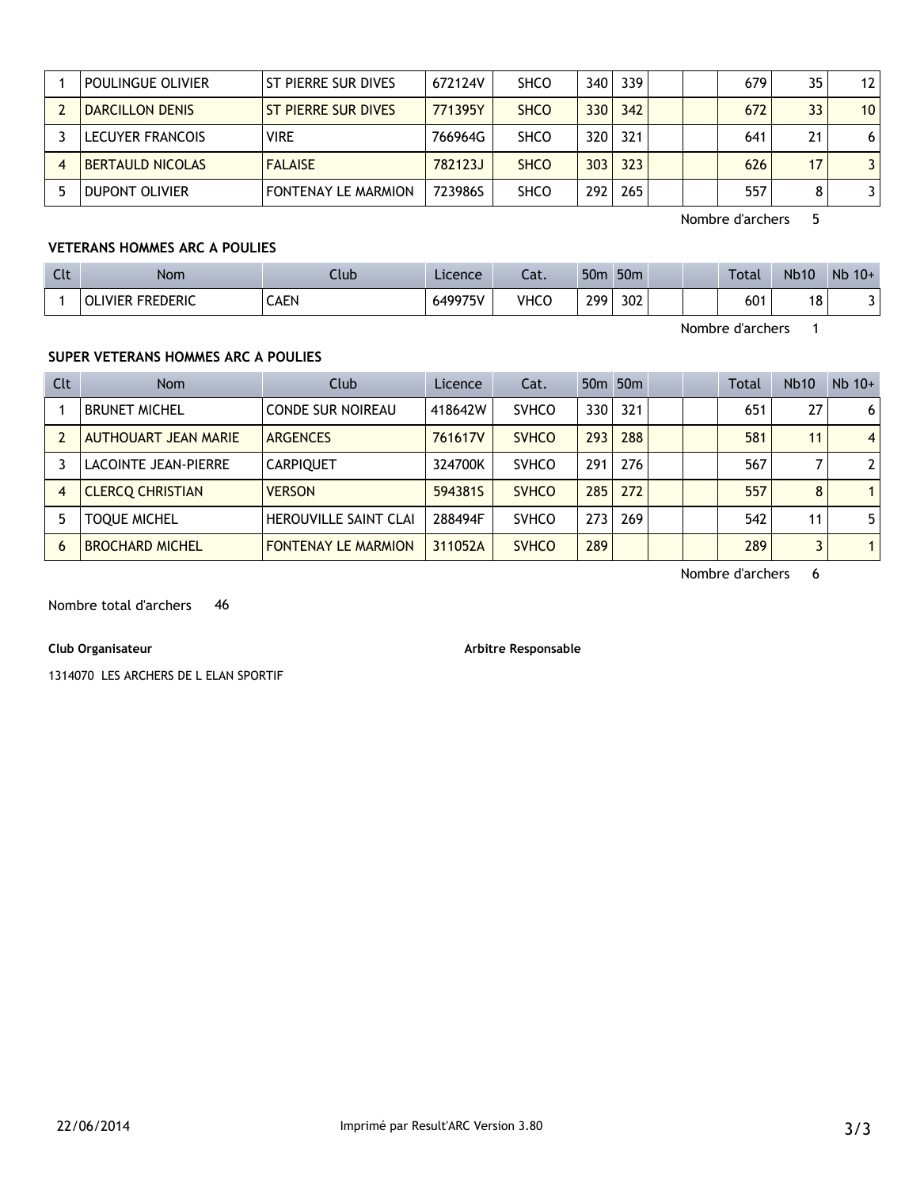| | | | | | | | | | | | |
|---|---|---|---|---|---|---|---|---|---|---|---|
| 1 | POULINGUE OLIVIER | ST PIERRE SUR DIVES | 672124V | SHCO | 340 | 339 | | | 679 | 35 | 12 |
| 2 | DARCILLON DENIS | ST PIERRE SUR DIVES | 771395Y | SHCO | 330 | 342 | | | 672 | 33 | 10 |
| 3 | LECUYER FRANCOIS | VIRE | 766964G | SHCO | 320 | 321 | | | 641 | 21 | 6 |
| 4 | BERTAULD NICOLAS | FALAISE | 782123J | SHCO | 303 | 323 | | | 626 | 17 | 3 |
| 5 | DUPONT OLIVIER | FONTENAY LE MARMION | 723986S | SHCO | 292 | 265 | | | 557 | 8 | 3 |

Nombre d'archers 5

**VETERANS HOMMES ARC A POULIES**

| Clt | Nom | Club | Licence | Cat. | 50m | 50m | | | Total | Nb10 | Nb 10+ |
|---|---|---|---|---|---|---|---|---|---|---|---|
| 1 | OLIVIER FREDERIC | CAEN | 649975V | VHCO | 299 | 302 | | | 601 | 18 | 3 |

Nombre d'archers 1

**SUPER VETERANS HOMMES ARC A POULIES**

| Clt | Nom | Club | Licence | Cat. | 50m | 50m | | | Total | Nb10 | Nb 10+ |
|---|---|---|---|---|---|---|---|---|---|---|---|
| 1 | BRUNET MICHEL | CONDE SUR NOIREAU | 418642W | SVHCO | 330 | 321 | | | 651 | 27 | 6 |
| 2 | AUTHOUART JEAN MARIE | ARGENCES | 761617V | SVHCO | 293 | 288 | | | 581 | 11 | 4 |
| 3 | LACOINTE JEAN-PIERRE | CARPIQUET | 324700K | SVHCO | 291 | 276 | | | 567 | 7 | 2 |
| 4 | CLERCQ CHRISTIAN | VERSON | 594381S | SVHCO | 285 | 272 | | | 557 | 8 | 1 |
| 5 | TOQUE MICHEL | HEROUVILLE SAINT CLAI | 288494F | SVHCO | 273 | 269 | | | 542 | 11 | 5 |
| 6 | BROCHARD MICHEL | FONTENAY LE MARMION | 311052A | SVHCO | 289 | | | | 289 | 3 | 1 |

Nombre d'archers 6

Nombre total d'archers 46

**Club Organisateur**

**Arbitre Responsable**

1314070 LES ARCHERS DE L ELAN SPORTIF

22/06/2014 Imprimé par Result'ARC Version 3.80